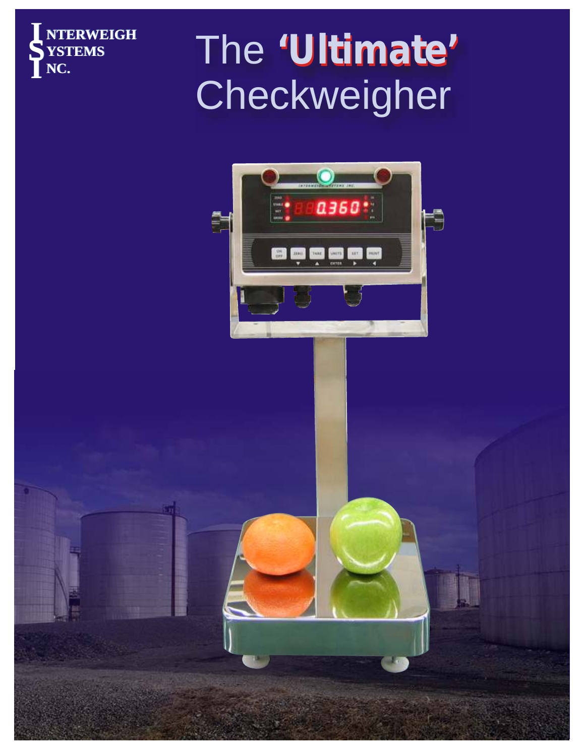INTERWEIGH
SYSTEMS
INC.

# The 'Ultimate' Checkweigher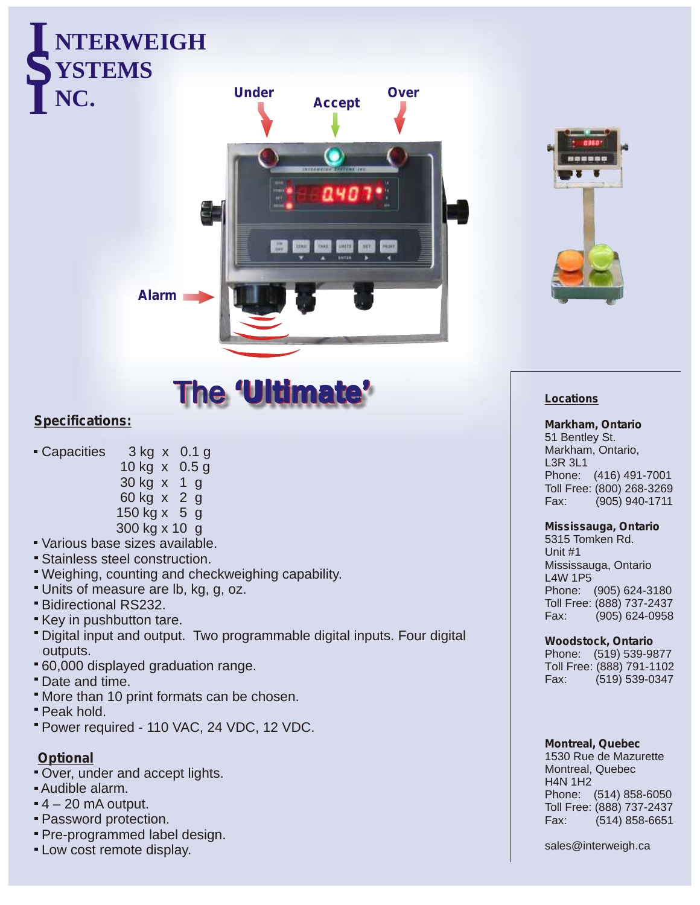# INTERWEIGH SYSTEMS INC.

Under

Accept

Over

Alarm

## The 'Ultimate'

**Specifications:**

- Capacities

| | |
|---|---|
| 3 kg | x 0.1 g |
| 10 kg | x 0.5 g |
| 30 kg | x 1 g |
| 60 kg | x 2 g |
| 150 kg | x 5 g |
| 300 kg | x 10 g |

- Various base sizes available.
- Stainless steel construction.
- Weighing, counting and checkweighing capability.
- Units of measure are lb, kg, g, oz.
- Bidirectional RS232.
- Key in pushbutton tare.
- Digital input and output. Two programmable digital inputs. Four digital outputs.
- 60,000 displayed graduation range.
- Date and time.
- More than 10 print formats can be chosen.
- Peak hold.
- Power required - 110 VAC, 24 VDC, 12 VDC.

**Optional**

- Over, under and accept lights.
- Audible alarm.
- 4 – 20 mA output.
- Password protection.
- Pre-programmed label design.
- Low cost remote display.

**Locations**

**Markham, Ontario**
51 Bentley St.
Markham, Ontario,
L3R 3L1
Phone: (416) 491-7001
Toll Free: (800) 268-3269
Fax: (905) 940-1711

**Mississauga, Ontario**
5315 Tomken Rd.
Unit #1
Mississauga, Ontario
L4W 1P5
Phone: (905) 624-3180
Toll Free: (888) 737-2437
Fax: (905) 624-0958

**Woodstock, Ontario**
Phone: (519) 539-9877
Toll Free: (888) 791-1102
Fax: (519) 539-0347

**Montreal, Quebec**
1530 Rue de Mazurette
Montreal, Quebec
H4N 1H2
Phone: (514) 858-6050
Toll Free: (888) 737-2437
Fax: (514) 858-6651

sales@interweigh.ca